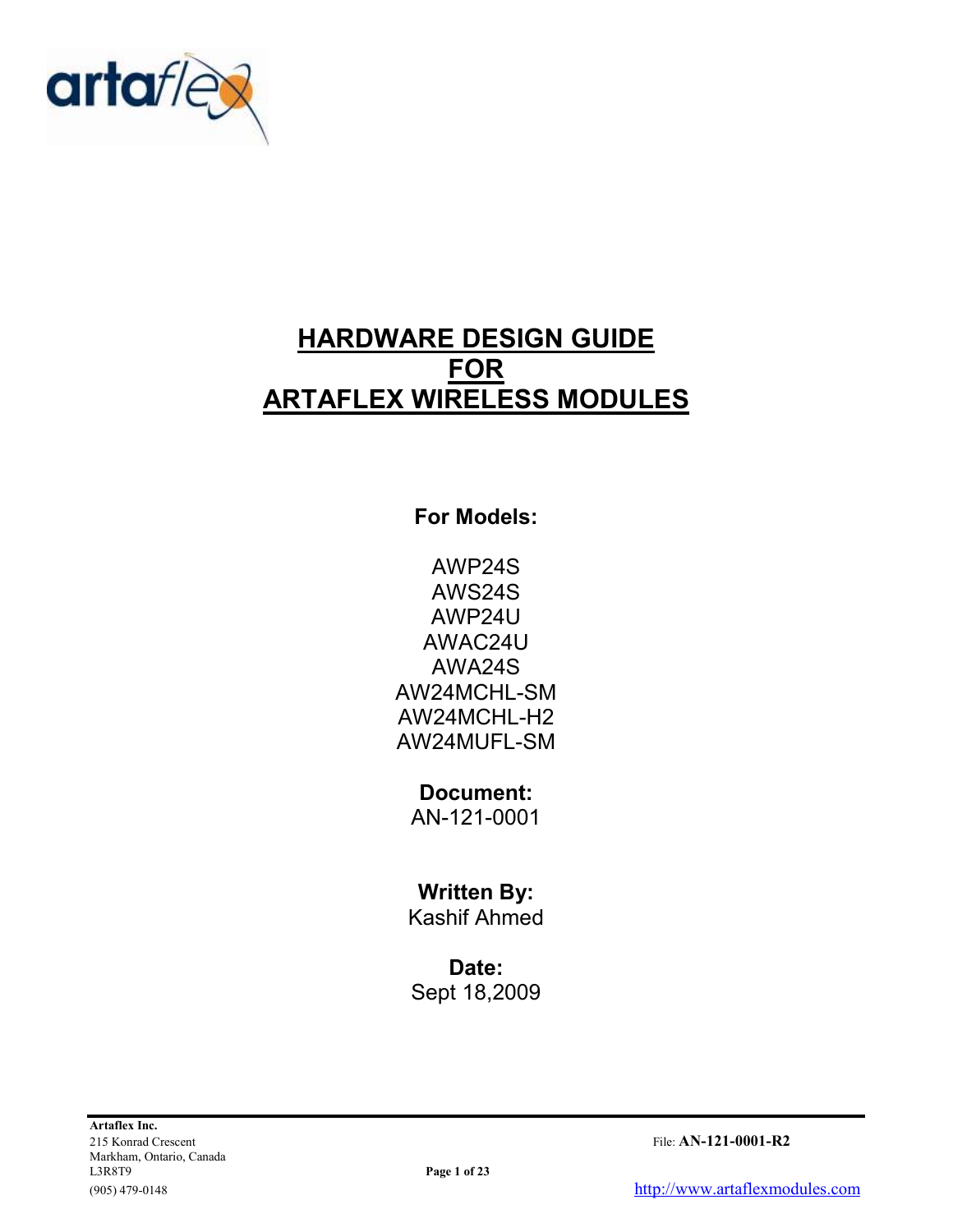# HARDWARE DESIGN GUIDE FOR ARTAFLEX WIRELESS MODULES

**For Models:**

AWP24S
AWS24S
AWP24U
AWAC24U
AWA24S
AW24MCHL-SM
AW24MCHL-H2
AW24MUFL-SM

**Document:**
AN-121-0001

**Written By:**
Kashif Ahmed

**Date:**
Sept 18,2009

**Artaflex Inc.**
215 Konrad Crescent
Markham, Ontario, Canada
L3R8T9
(905) 479-0148

File: **AN-121-0001-R2**

http://www.artaflexmodules.com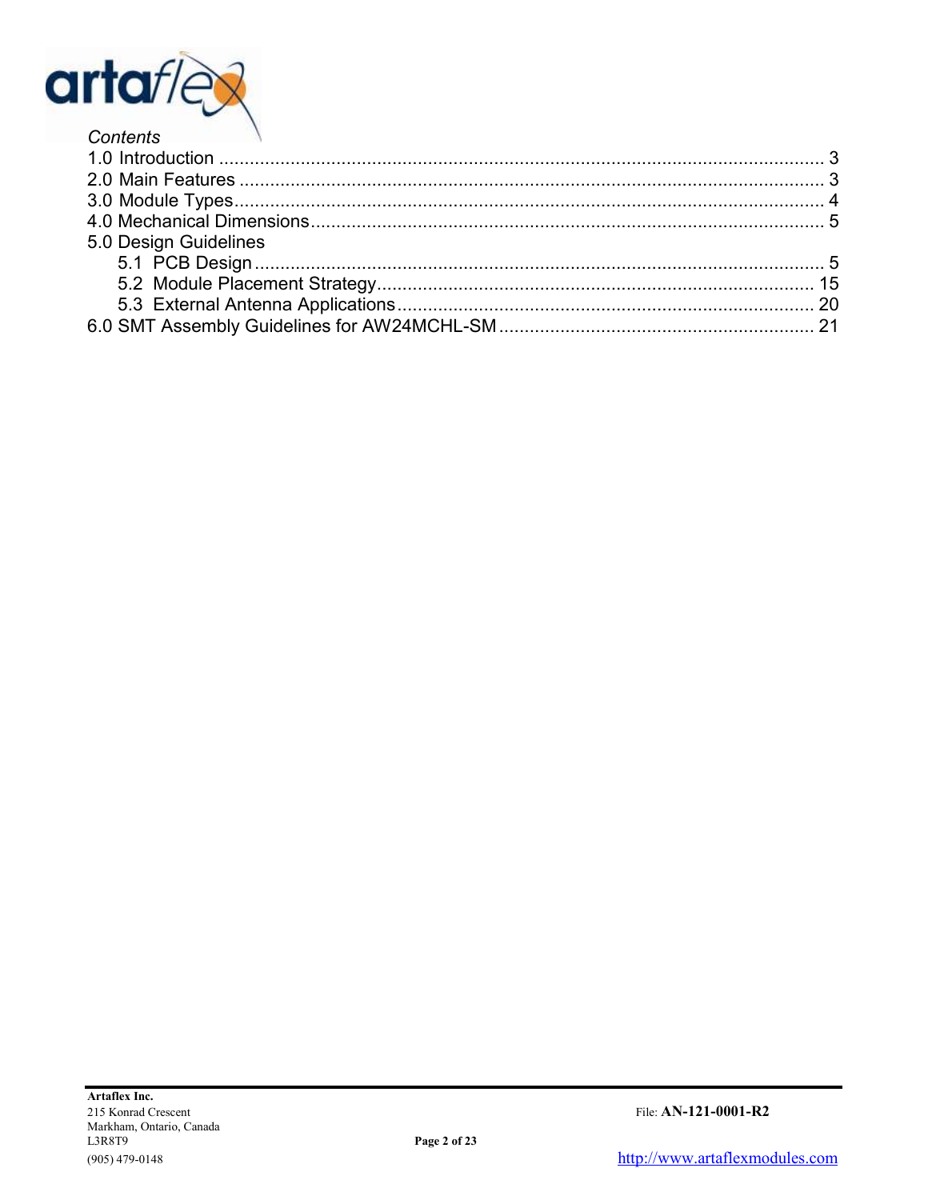*Contents*

1.0 Introduction ........................................................................................................ 3
2.0 Main Features ...................................................................................................... 3
3.0 Module Types....................................................................................................... 4
4.0 Mechanical Dimensions........................................................................................ 5
5.0 Design Guidelines
  5.1 PCB Design ...................................................................................................... 5
  5.2 Module Placement Strategy............................................................................. 15
  5.3 External Antenna Applications........................................................................ 20
6.0 SMT Assembly Guidelines for AW24MCHL-SM ...................................................... 21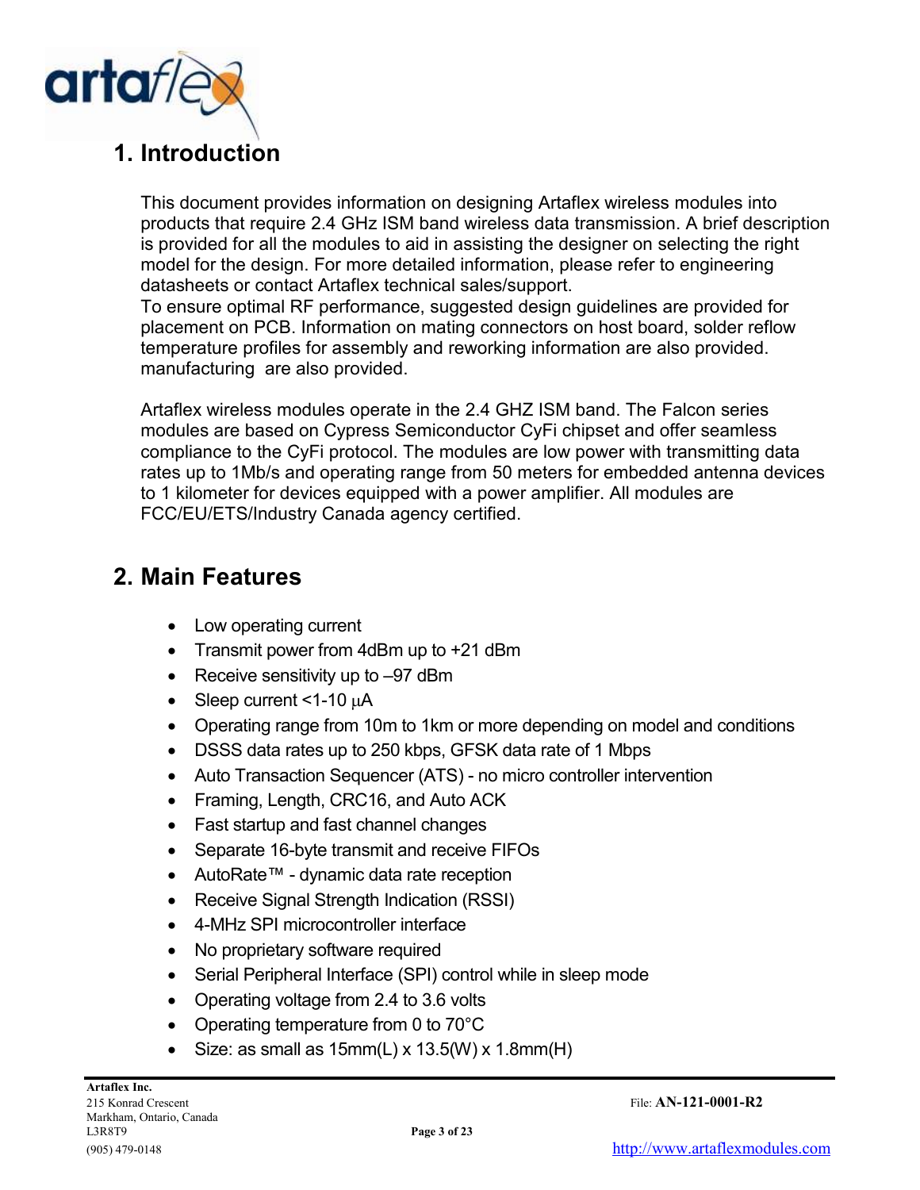# 1. Introduction

This document provides information on designing Artaflex wireless modules into products that require 2.4 GHz ISM band wireless data transmission. A brief description is provided for all the modules to aid in assisting the designer on selecting the right model for the design. For more detailed information, please refer to engineering datasheets or contact Artaflex technical sales/support.
To ensure optimal RF performance, suggested design guidelines are provided for placement on PCB. Information on mating connectors on host board, solder reflow temperature profiles for assembly and reworking information are also provided. manufacturing are also provided.

Artaflex wireless modules operate in the 2.4 GHZ ISM band. The Falcon series modules are based on Cypress Semiconductor CyFi chipset and offer seamless compliance to the CyFi protocol. The modules are low power with transmitting data rates up to 1Mb/s and operating range from 50 meters for embedded antenna devices to 1 kilometer for devices equipped with a power amplifier. All modules are FCC/EU/ETS/Industry Canada agency certified.

# 2. Main Features

- Low operating current
- Transmit power from 4dBm up to +21 dBm
- Receive sensitivity up to –97 dBm
- Sleep current <1-10 μA
- Operating range from 10m to 1km or more depending on model and conditions
- DSSS data rates up to 250 kbps, GFSK data rate of 1 Mbps
- Auto Transaction Sequencer (ATS) - no micro controller intervention
- Framing, Length, CRC16, and Auto ACK
- Fast startup and fast channel changes
- Separate 16-byte transmit and receive FIFOs
- AutoRate™ - dynamic data rate reception
- Receive Signal Strength Indication (RSSI)
- 4-MHz SPI microcontroller interface
- No proprietary software required
- Serial Peripheral Interface (SPI) control while in sleep mode
- Operating voltage from 2.4 to 3.6 volts
- Operating temperature from 0 to 70°C
- Size: as small as 15mm(L) x 13.5(W) x 1.8mm(H)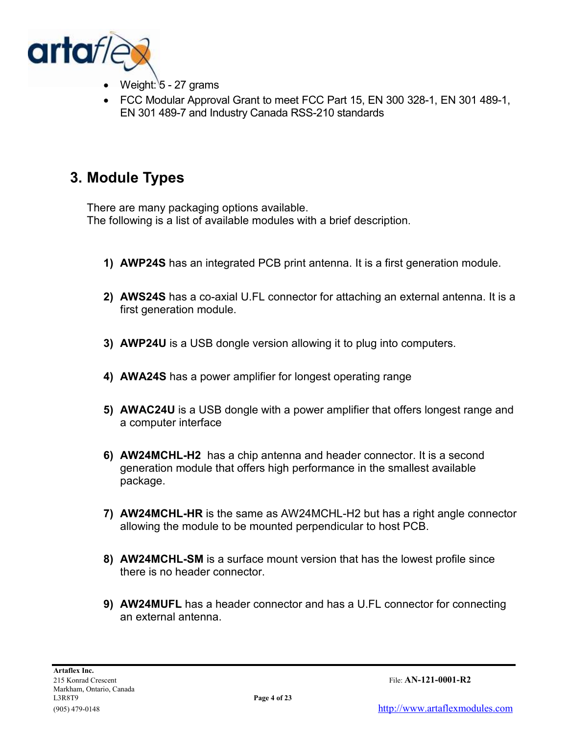- Weight: 5 - 27 grams
- FCC Modular Approval Grant to meet FCC Part 15, EN 300 328-1, EN 301 489-1, EN 301 489-7 and Industry Canada RSS-210 standards

## 3. Module Types

There are many packaging options available.
The following is a list of available modules with a brief description.

1) **AWP24S** has an integrated PCB print antenna. It is a first generation module.

2) **AWS24S** has a co-axial U.FL connector for attaching an external antenna. It is a first generation module.

3) **AWP24U** is a USB dongle version allowing it to plug into computers.

4) **AWA24S** has a power amplifier for longest operating range

5) **AWAC24U** is a USB dongle with a power amplifier that offers longest range and a computer interface

6) **AW24MCHL-H2** has a chip antenna and header connector. It is a second generation module that offers high performance in the smallest available package.

7) **AW24MCHL-HR** is the same as AW24MCHL-H2 but has a right angle connector allowing the module to be mounted perpendicular to host PCB.

8) **AW24MCHL-SM** is a surface mount version that has the lowest profile since there is no header connector.

9) **AW24MUFL** has a header connector and has a U.FL connector for connecting an external antenna.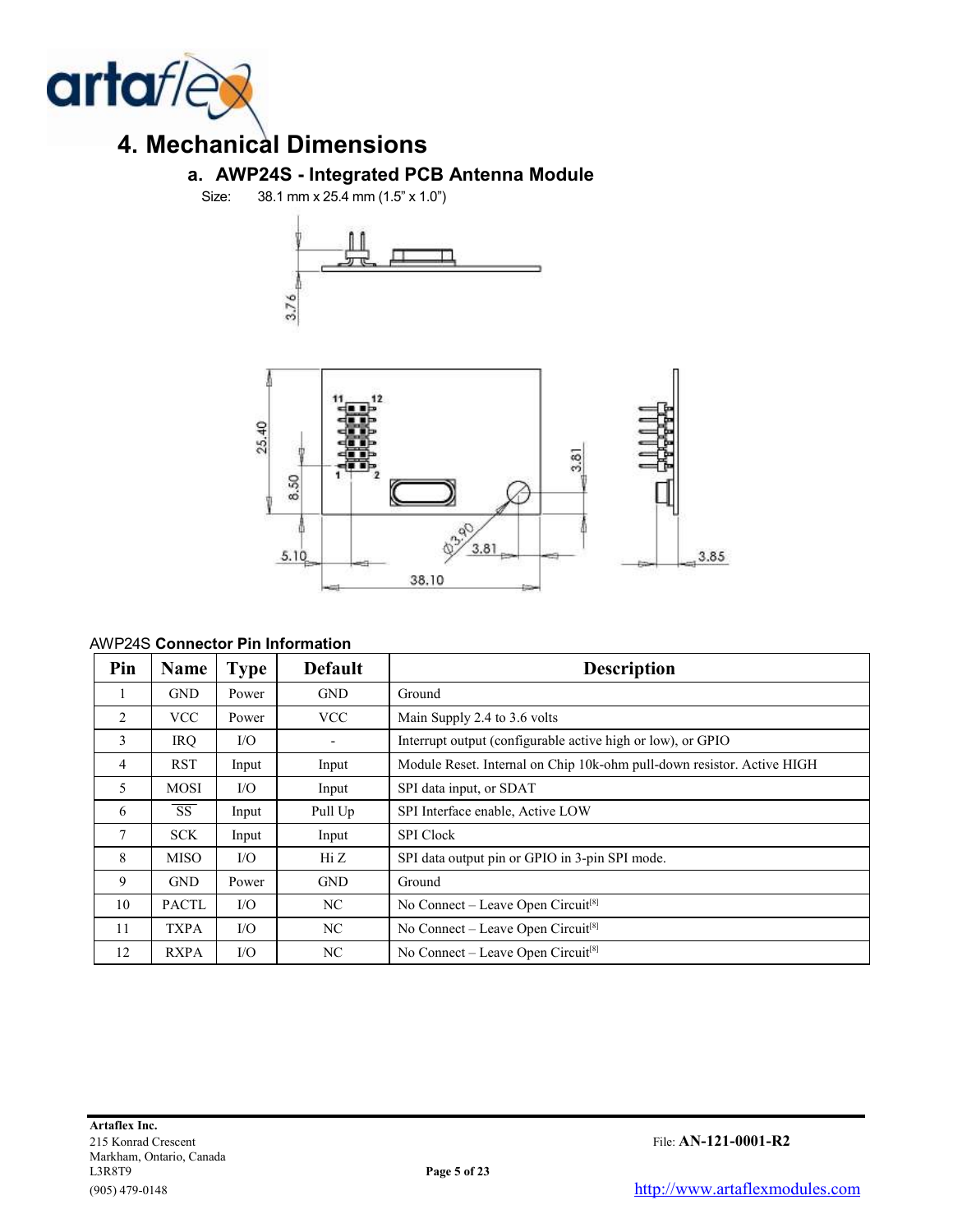# 4. Mechanical Dimensions

## a. AWP24S - Integrated PCB Antenna Module

Size: 38.1 mm x 25.4 mm (1.5" x 1.0")

AWP24S **Connector Pin Information**

| Pin | Name | Type | Default | Description |
|---|---|---|---|---|
| 1 | GND | Power | GND | Ground |
| 2 | VCC | Power | VCC | Main Supply 2.4 to 3.6 volts |
| 3 | IRQ | I/O | - | Interrupt output (configurable active high or low), or GPIO |
| 4 | RST | Input | Input | Module Reset. Internal on Chip 10k-ohm pull-down resistor. Active HIGH |
| 5 | MOSI | I/O | Input | SPI data input, or SDAT |
| 6 | $\overline{SS}$ | Input | Pull Up | SPI Interface enable, Active LOW |
| 7 | SCK | Input | Input | SPI Clock |
| 8 | MISO | I/O | Hi Z | SPI data output pin or GPIO in 3-pin SPI mode. |
| 9 | GND | Power | GND | Ground |
| 10 | PACTL | I/O | NC | No Connect – Leave Open Circuit[8] |
| 11 | TXPA | I/O | NC | No Connect – Leave Open Circuit[8] |
| 12 | RXPA | I/O | NC | No Connect – Leave Open Circuit[8] |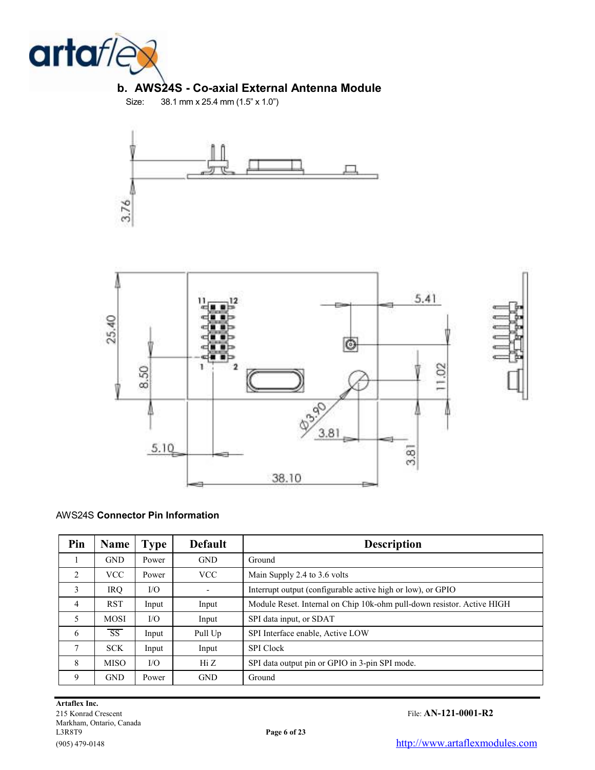## b. AWS24S - Co-axial External Antenna Module

Size: 38.1 mm x 25.4 mm (1.5" x 1.0")

AWS24S **Connector Pin Information**

| Pin | Name | Type | Default | Description |
|---|---|---|---|---|
| 1 | GND | Power | GND | Ground |
| 2 | VCC | Power | VCC | Main Supply 2.4 to 3.6 volts |
| 3 | IRQ | I/O | - | Interrupt output (configurable active high or low), or GPIO |
| 4 | RST | Input | Input | Module Reset. Internal on Chip 10k-ohm pull-down resistor. Active HIGH |
| 5 | MOSI | I/O | Input | SPI data input, or SDAT |
| 6 | $\overline{SS}$ | Input | Pull Up | SPI Interface enable, Active LOW |
| 7 | SCK | Input | Input | SPI Clock |
| 8 | MISO | I/O | Hi Z | SPI data output pin or GPIO in 3-pin SPI mode. |
| 9 | GND | Power | GND | Ground |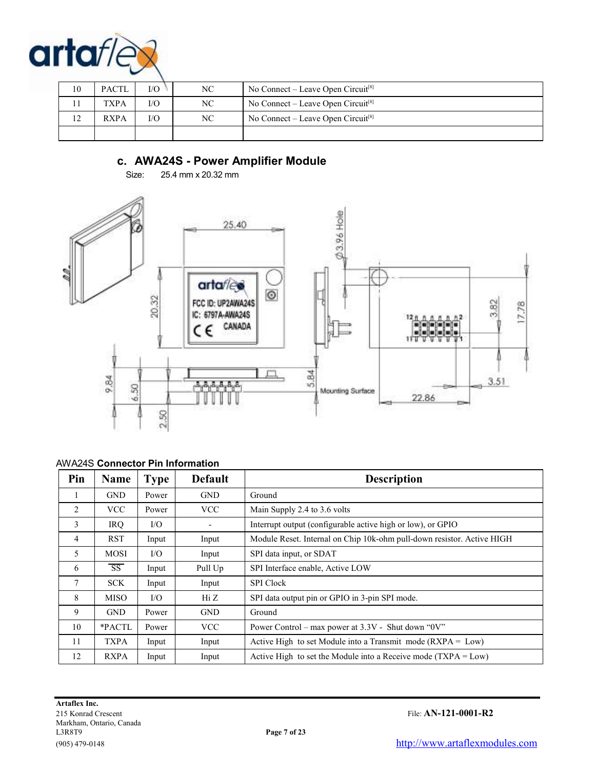| 10 | PACTL | I/O | NC | No Connect – Leave Open Circuit[8] |
|---|---|---|---|---|
| 11 | TXPA | I/O | NC | No Connect – Leave Open Circuit[8] |
| 12 | RXPA | I/O | NC | No Connect – Leave Open Circuit[8] |
| | | | | |

## c. AWA24S - Power Amplifier Module

Size: 25.4 mm x 20.32 mm

AWA24S **Connector Pin Information**

| Pin | Name | Type | Default | Description |
|---|---|---|---|---|
| 1 | GND | Power | GND | Ground |
| 2 | VCC | Power | VCC | Main Supply 2.4 to 3.6 volts |
| 3 | IRQ | I/O | - | Interrupt output (configurable active high or low), or GPIO |
| 4 | RST | Input | Input | Module Reset. Internal on Chip 10k-ohm pull-down resistor. Active HIGH |
| 5 | MOSI | I/O | Input | SPI data input, or SDAT |
| 6 | $\overline{SS}$ | Input | Pull Up | SPI Interface enable, Active LOW |
| 7 | SCK | Input | Input | SPI Clock |
| 8 | MISO | I/O | Hi Z | SPI data output pin or GPIO in 3-pin SPI mode. |
| 9 | GND | Power | GND | Ground |
| 10 | *PACTL | Power | VCC | Power Control – max power at 3.3V - Shut down “0V” |
| 11 | TXPA | Input | Input | Active High to set Module into a Transmit mode (RXPA = Low) |
| 12 | RXPA | Input | Input | Active High to set the Module into a Receive mode (TXPA = Low) |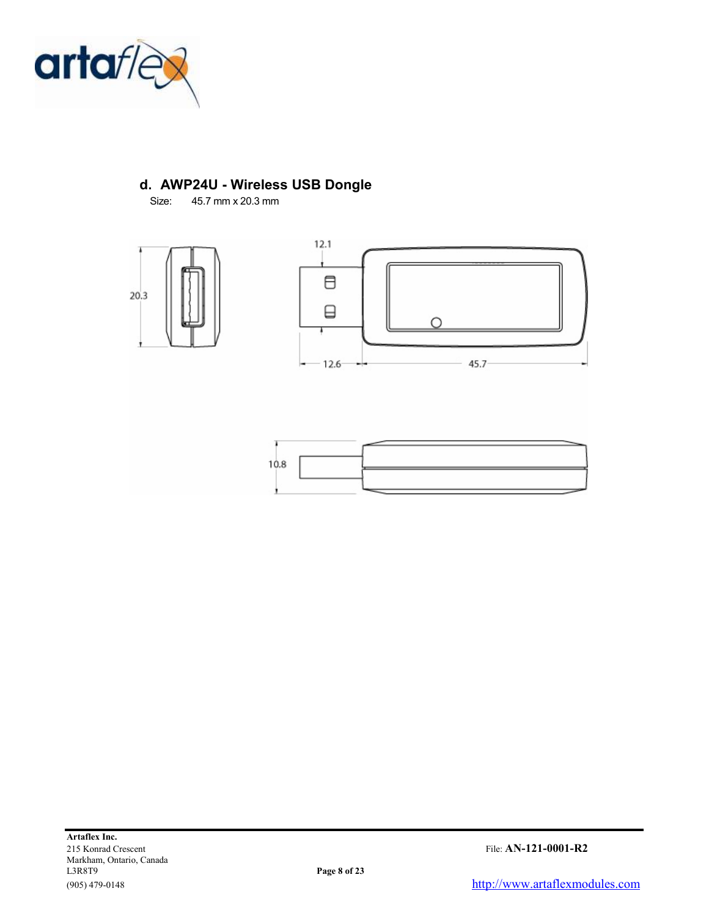## d. AWP24U - Wireless USB Dongle

Size: 45.7 mm x 20.3 mm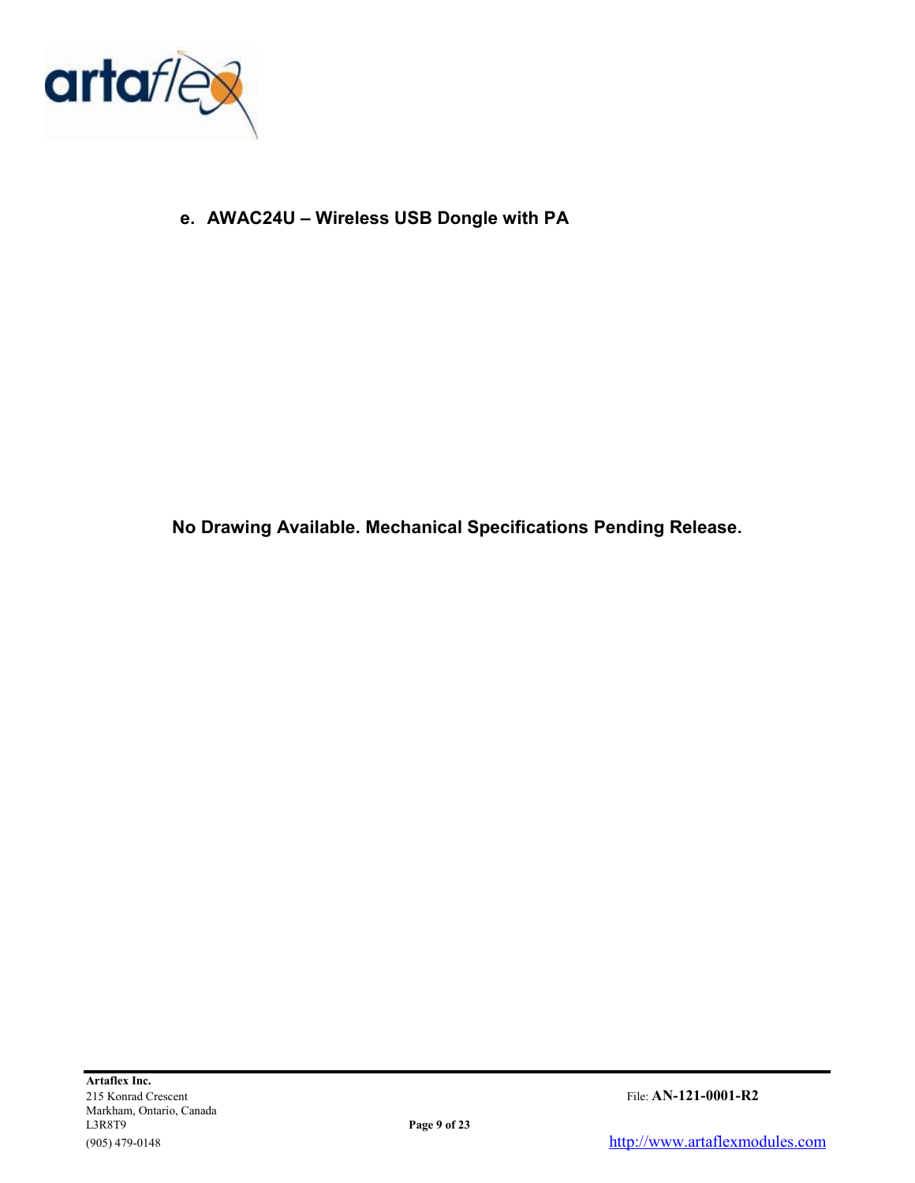### e. AWAC24U – Wireless USB Dongle with PA

**No Drawing Available. Mechanical Specifications Pending Release.**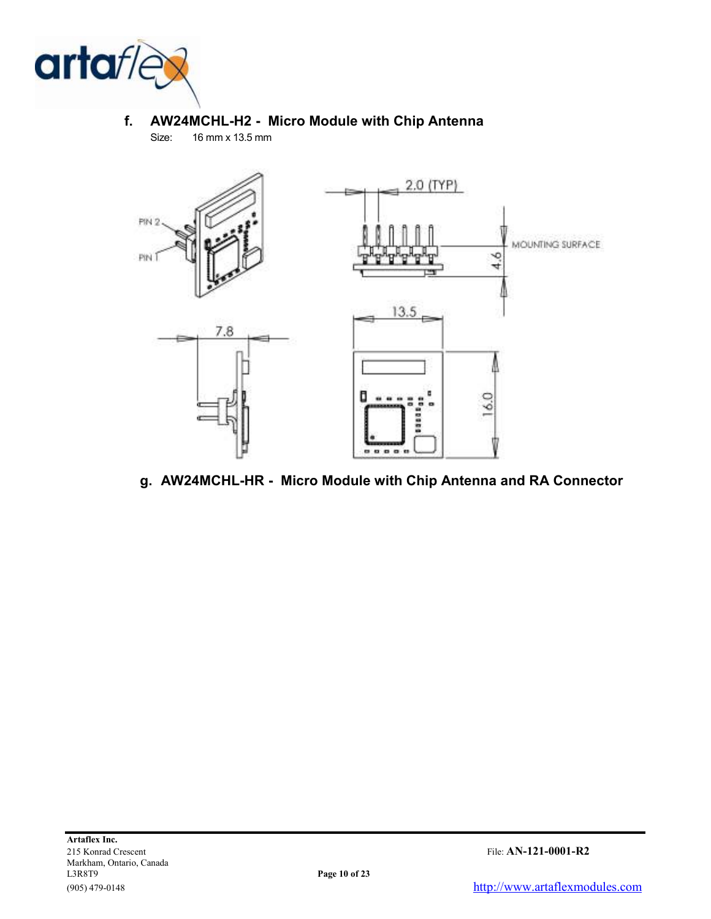### f. AW24MCHL-H2 - Micro Module with Chip Antenna

Size: 16 mm x 13.5 mm

### g. AW24MCHL-HR - Micro Module with Chip Antenna and RA Connector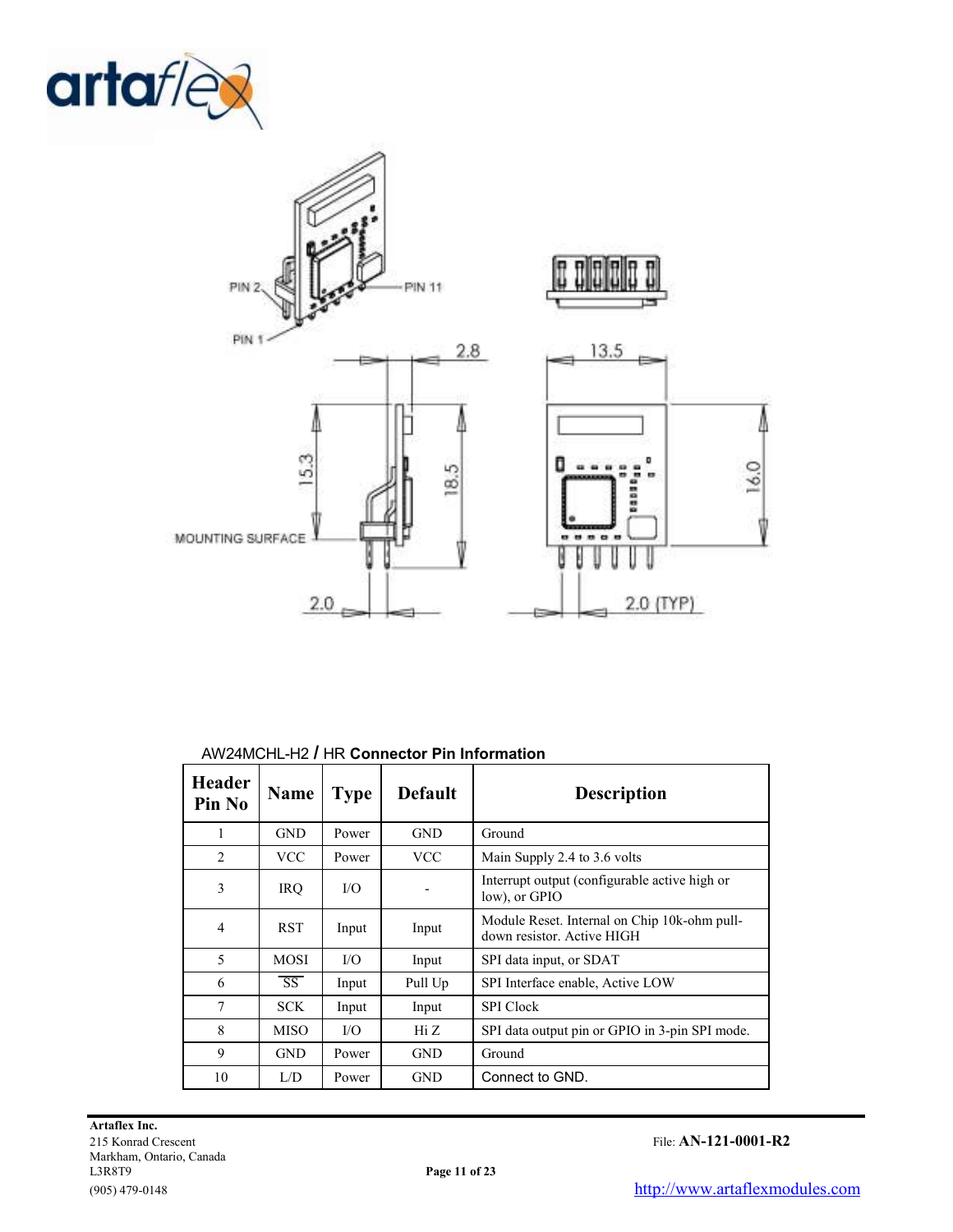PIN 2

PIN 11

PIN 1

2.8

13.5

15.3

18.5

16.0

MOUNTING SURFACE

2.0

2.0 (TYP)

AW24MCHL-H2 / HR **Connector Pin Information**

| Header Pin No | Name | Type | Default | Description |
|---|---|---|---|---|
| 1 | GND | Power | GND | Ground |
| 2 | VCC | Power | VCC | Main Supply 2.4 to 3.6 volts |
| 3 | IRQ | I/O | - | Interrupt output (configurable active high or low), or GPIO |
| 4 | RST | Input | Input | Module Reset. Internal on Chip 10k-ohm pull-down resistor. Active HIGH |
| 5 | MOSI | I/O | Input | SPI data input, or SDAT |
| 6 | $\overline{SS}$ | Input | Pull Up | SPI Interface enable, Active LOW |
| 7 | SCK | Input | Input | SPI Clock |
| 8 | MISO | I/O | Hi Z | SPI data output pin or GPIO in 3-pin SPI mode. |
| 9 | GND | Power | GND | Ground |
| 10 | L/D | Power | GND | Connect to GND. |

**Artaflex Inc.**
215 Konrad Crescent
Markham, Ontario, Canada
L3R8T9
(905) 479-0148

File: **AN-121-0001-R2**

http://www.artaflexmodules.com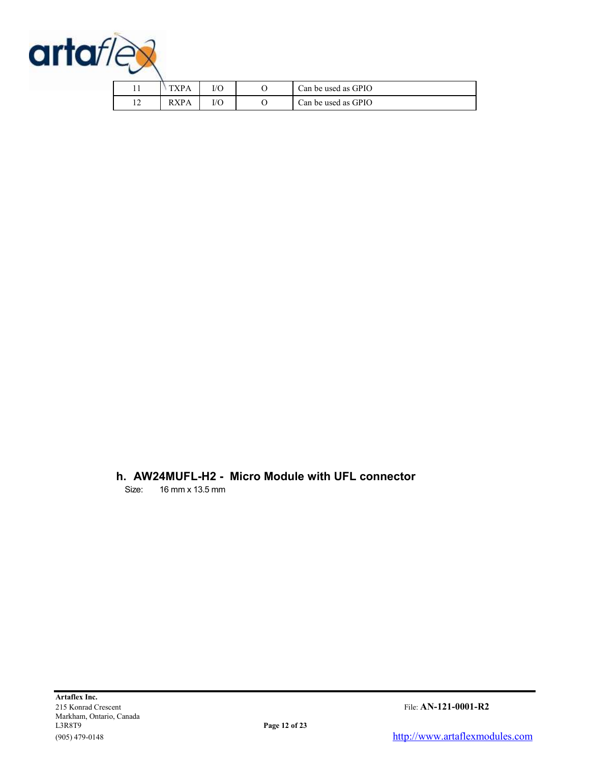| 11 | TXPA | I/O | O | Can be used as GPIO |
|---|---|---|---|---|
| 12 | RXPA | I/O | O | Can be used as GPIO |

### h. AW24MUFL-H2 - Micro Module with UFL connector

Size: 16 mm x 13.5 mm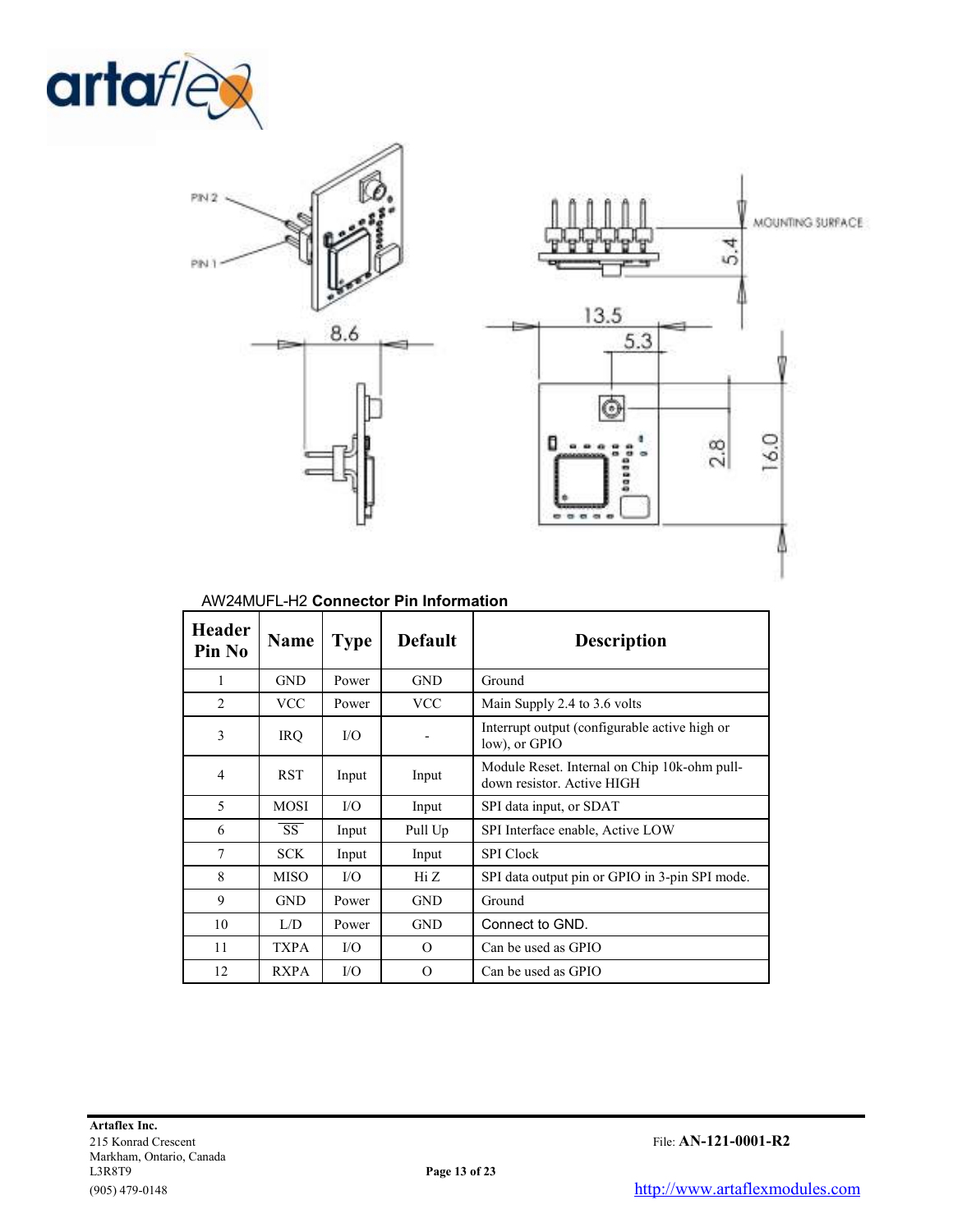PIN 2

PIN 1

8.6

MOUNTING SURFACE

5.4

13.5

5.3

2.8

16.0

AW24MUFL-H2 **Connector Pin Information**

| Header Pin No | Name | Type | Default | Description |
|---|---|---|---|---|
| 1 | GND | Power | GND | Ground |
| 2 | VCC | Power | VCC | Main Supply 2.4 to 3.6 volts |
| 3 | IRQ | I/O | - | Interrupt output (configurable active high or low), or GPIO |
| 4 | RST | Input | Input | Module Reset. Internal on Chip 10k-ohm pull-down resistor. Active HIGH |
| 5 | MOSI | I/O | Input | SPI data input, or SDAT |
| 6 | $\overline{SS}$ | Input | Pull Up | SPI Interface enable, Active LOW |
| 7 | SCK | Input | Input | SPI Clock |
| 8 | MISO | I/O | Hi Z | SPI data output pin or GPIO in 3-pin SPI mode. |
| 9 | GND | Power | GND | Ground |
| 10 | L/D | Power | GND | Connect to GND. |
| 11 | TXPA | I/O | O | Can be used as GPIO |
| 12 | RXPA | I/O | O | Can be used as GPIO |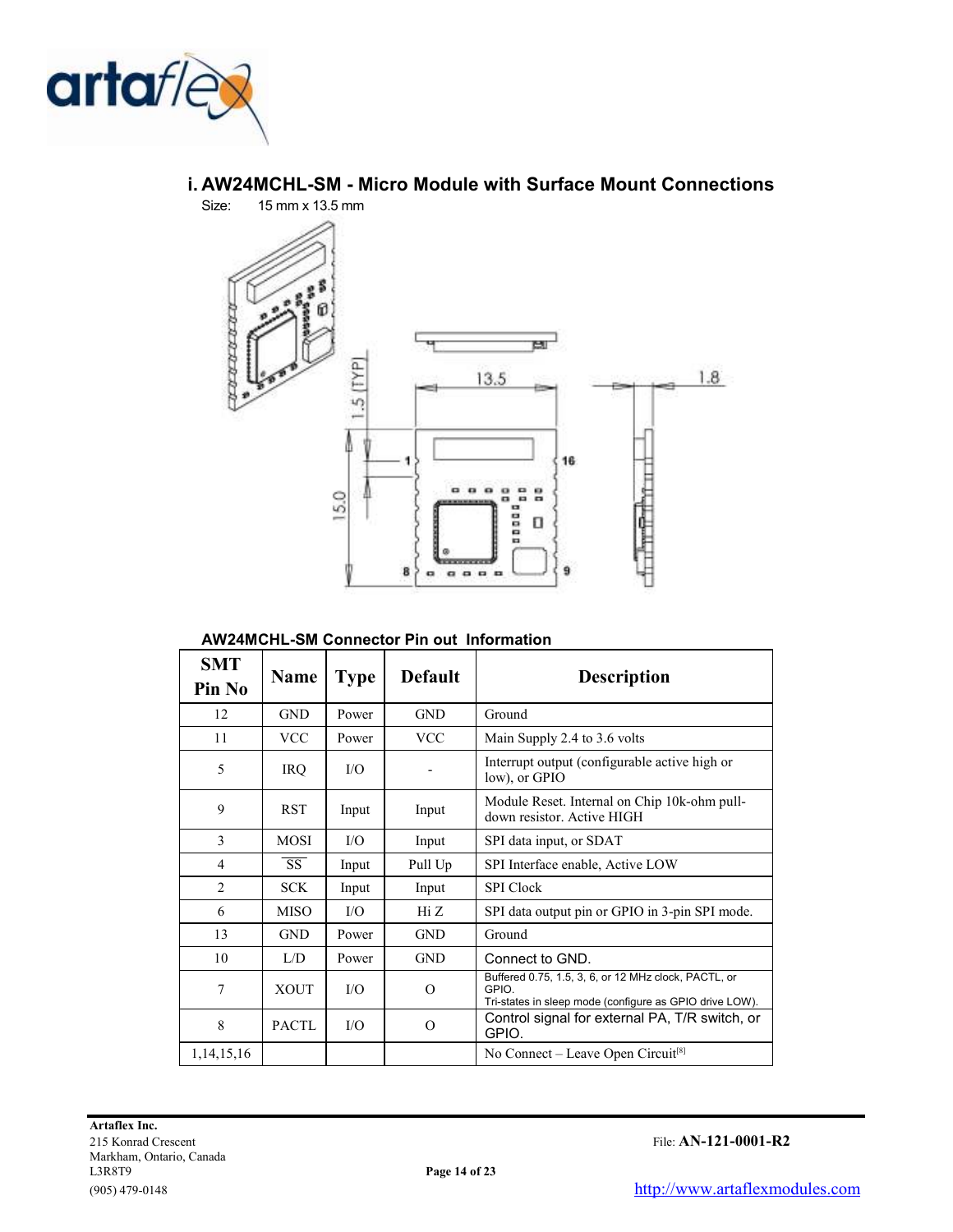## i. AW24MCHL-SM - Micro Module with Surface Mount Connections

Size: 15 mm x 13.5 mm

### AW24MCHL-SM Connector Pin out Information

| SMT Pin No | Name | Type | Default | Description |
|---|---|---|---|---|
| 12 | GND | Power | GND | Ground |
| 11 | VCC | Power | VCC | Main Supply 2.4 to 3.6 volts |
| 5 | IRQ | I/O | - | Interrupt output (configurable active high or low), or GPIO |
| 9 | RST | Input | Input | Module Reset. Internal on Chip 10k-ohm pull-down resistor. Active HIGH |
| 3 | MOSI | I/O | Input | SPI data input, or SDAT |
| 4 | $\overline{SS}$ | Input | Pull Up | SPI Interface enable, Active LOW |
| 2 | SCK | Input | Input | SPI Clock |
| 6 | MISO | I/O | Hi Z | SPI data output pin or GPIO in 3-pin SPI mode. |
| 13 | GND | Power | GND | Ground |
| 10 | L/D | Power | GND | Connect to GND. |
| 7 | XOUT | I/O | O | Buffered 0.75, 1.5, 3, 6, or 12 MHz clock, PACTL, or GPIO. Tri-states in sleep mode (configure as GPIO drive LOW). |
| 8 | PACTL | I/O | O | Control signal for external PA, T/R switch, or GPIO. |
| 1,14,15,16 | | | | No Connect – Leave Open Circuit[8] |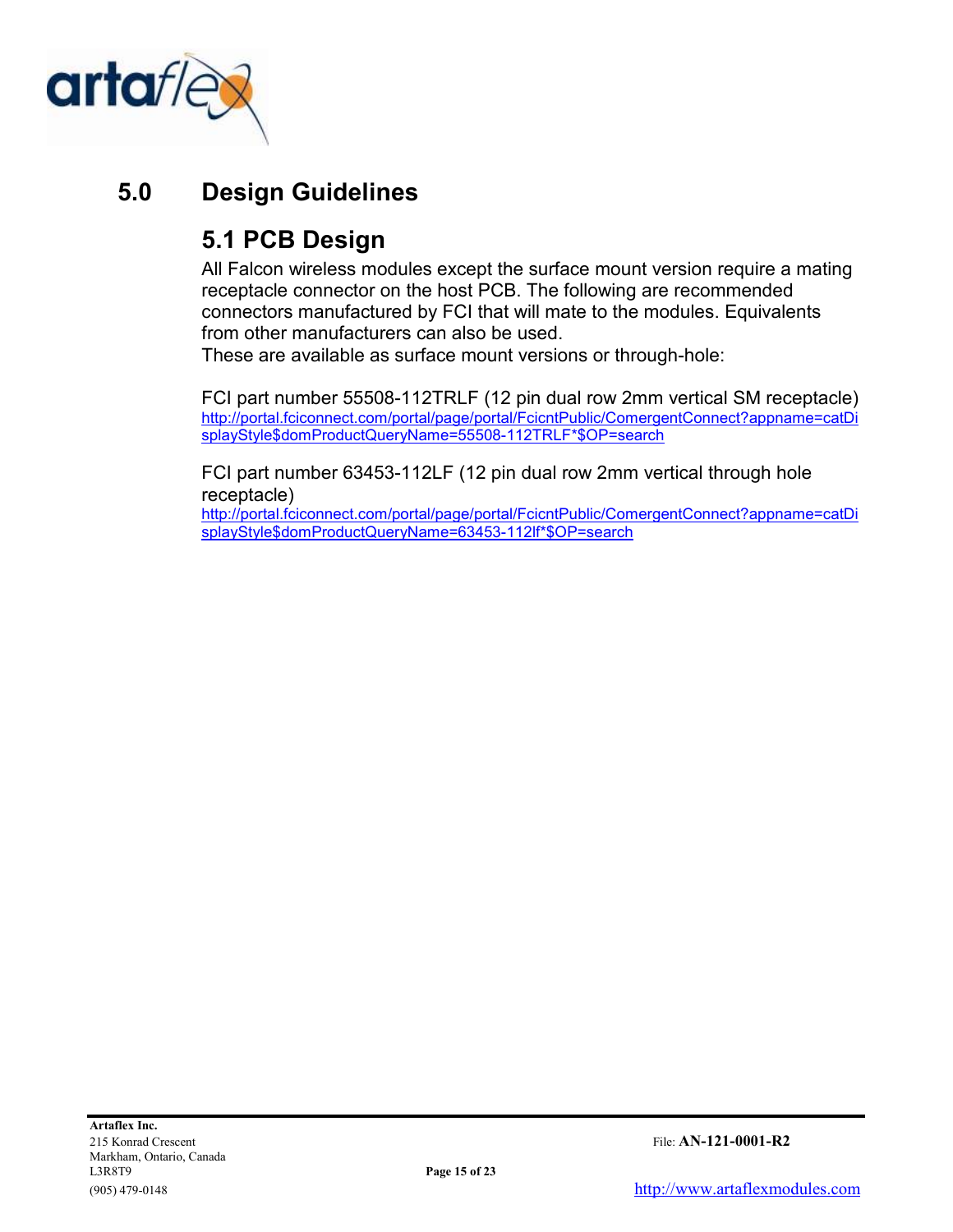# 5.0 Design Guidelines

## 5.1 PCB Design

All Falcon wireless modules except the surface mount version require a mating receptacle connector on the host PCB. The following are recommended connectors manufactured by FCI that will mate to the modules. Equivalents from other manufacturers can also be used.
These are available as surface mount versions or through-hole:

FCI part number 55508-112TRLF (12 pin dual row 2mm vertical SM receptacle)
http://portal.fciconnect.com/portal/page/portal/FcicntPublic/ComergentConnect?appname=catDisplayStyle$domProductQueryName=55508-112TRLF*$OP=search

FCI part number 63453-112LF (12 pin dual row 2mm vertical through hole receptacle)
http://portal.fciconnect.com/portal/page/portal/FcicntPublic/ComergentConnect?appname=catDisplayStyle$domProductQueryName=63453-112lf*$OP=search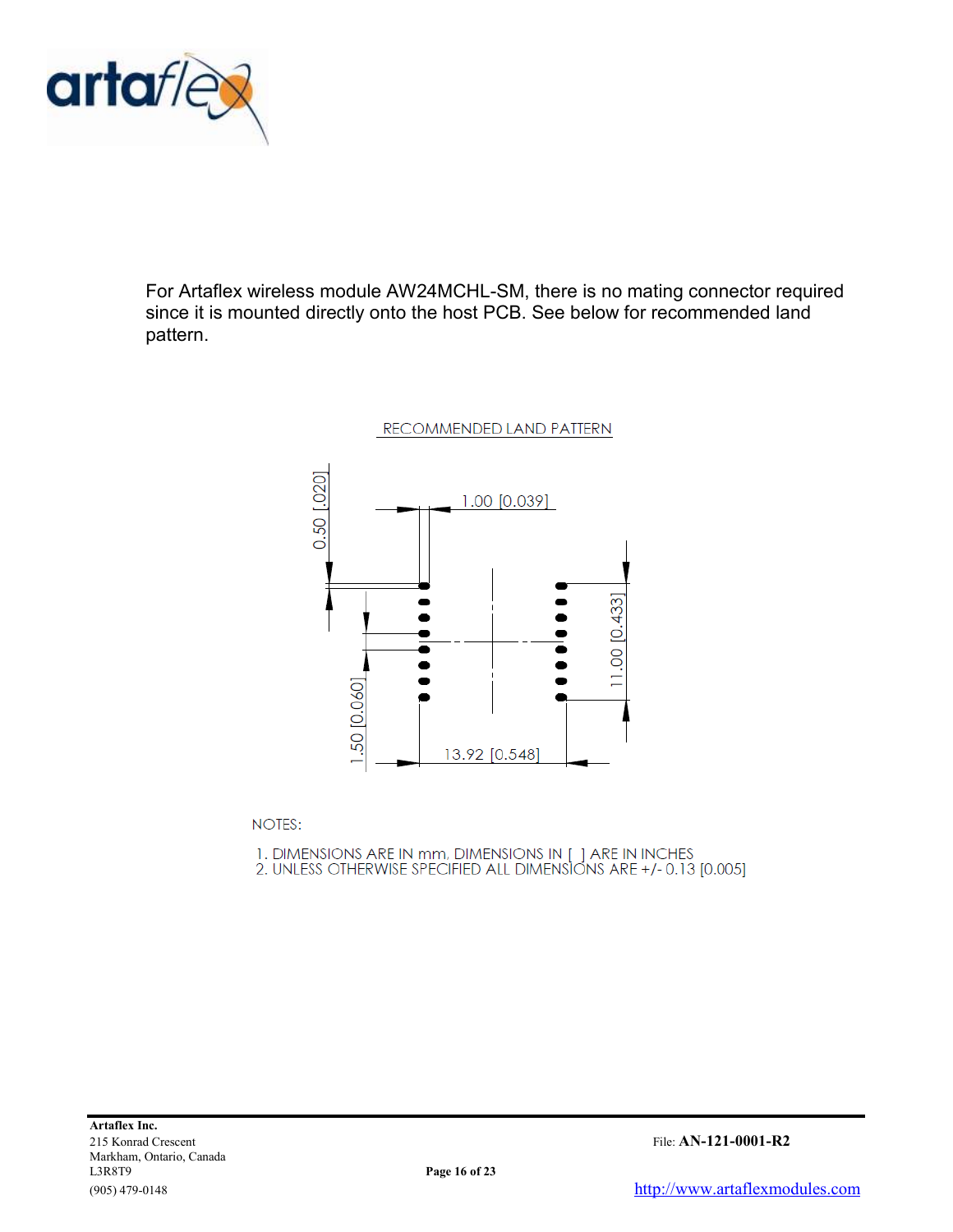For Artaflex wireless module AW24MCHL-SM, there is no mating connector required since it is mounted directly onto the host PCB. See below for recommended land pattern.

RECOMMENDED LAND PATTERN

0.50 [.020]

1.00 [0.039]

11.00 [0.433]

1.50 [0.060]

13.92 [0.548]

NOTES:

1. DIMENSIONS ARE IN mm, DIMENSIONS IN [ ] ARE IN INCHES
2. UNLESS OTHERWISE SPECIFIED ALL DIMENSIONS ARE +/- 0.13 [0.005]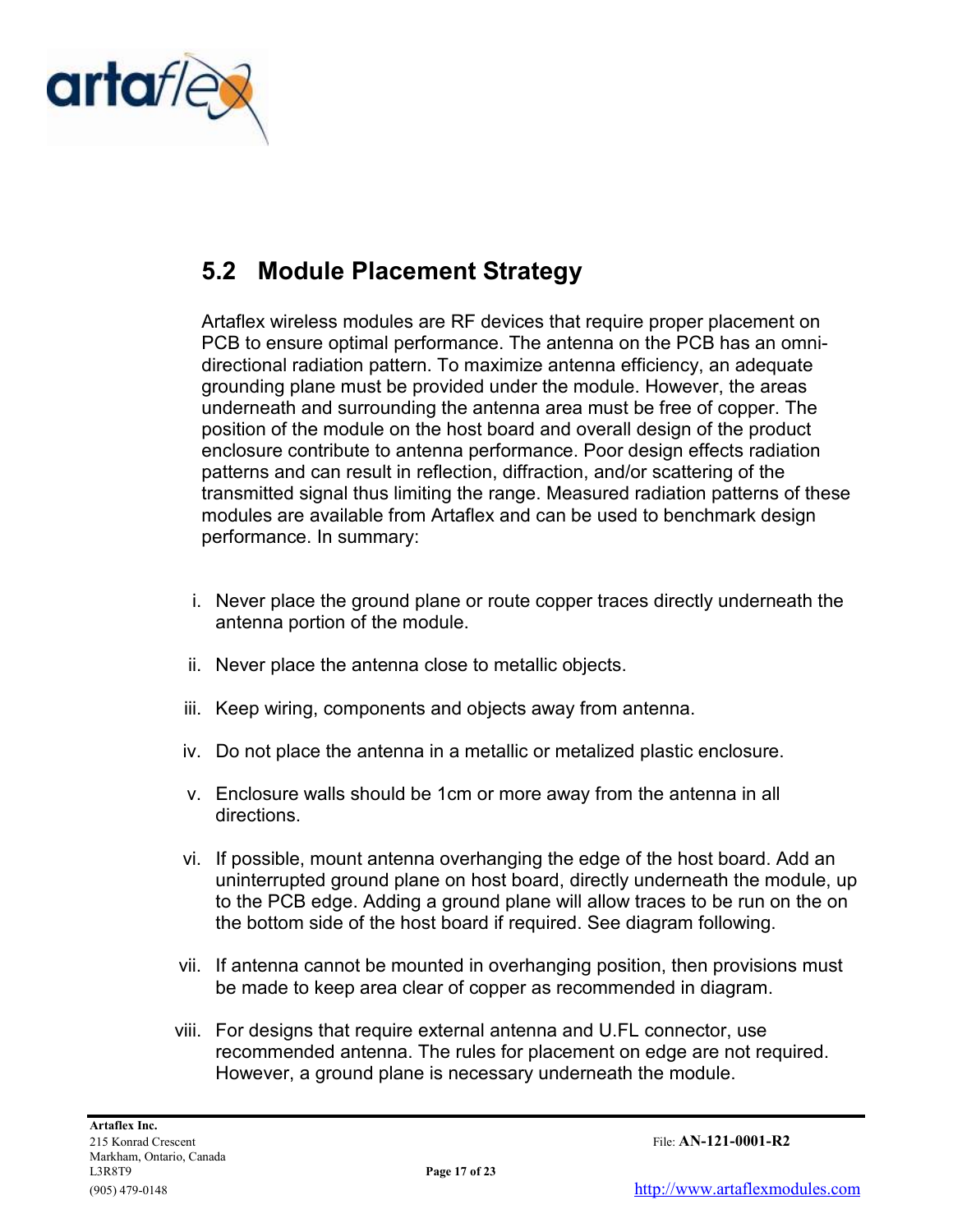## 5.2 Module Placement Strategy

Artaflex wireless modules are RF devices that require proper placement on PCB to ensure optimal performance. The antenna on the PCB has an omni-directional radiation pattern. To maximize antenna efficiency, an adequate grounding plane must be provided under the module. However, the areas underneath and surrounding the antenna area must be free of copper. The position of the module on the host board and overall design of the product enclosure contribute to antenna performance. Poor design effects radiation patterns and can result in reflection, diffraction, and/or scattering of the transmitted signal thus limiting the range. Measured radiation patterns of these modules are available from Artaflex and can be used to benchmark design performance. In summary:

i. Never place the ground plane or route copper traces directly underneath the antenna portion of the module.

ii. Never place the antenna close to metallic objects.

iii. Keep wiring, components and objects away from antenna.

iv. Do not place the antenna in a metallic or metalized plastic enclosure.

v. Enclosure walls should be 1cm or more away from the antenna in all directions.

vi. If possible, mount antenna overhanging the edge of the host board. Add an uninterrupted ground plane on host board, directly underneath the module, up to the PCB edge. Adding a ground plane will allow traces to be run on the on the bottom side of the host board if required. See diagram following.

vii. If antenna cannot be mounted in overhanging position, then provisions must be made to keep area clear of copper as recommended in diagram.

viii. For designs that require external antenna and U.FL connector, use recommended antenna. The rules for placement on edge are not required. However, a ground plane is necessary underneath the module.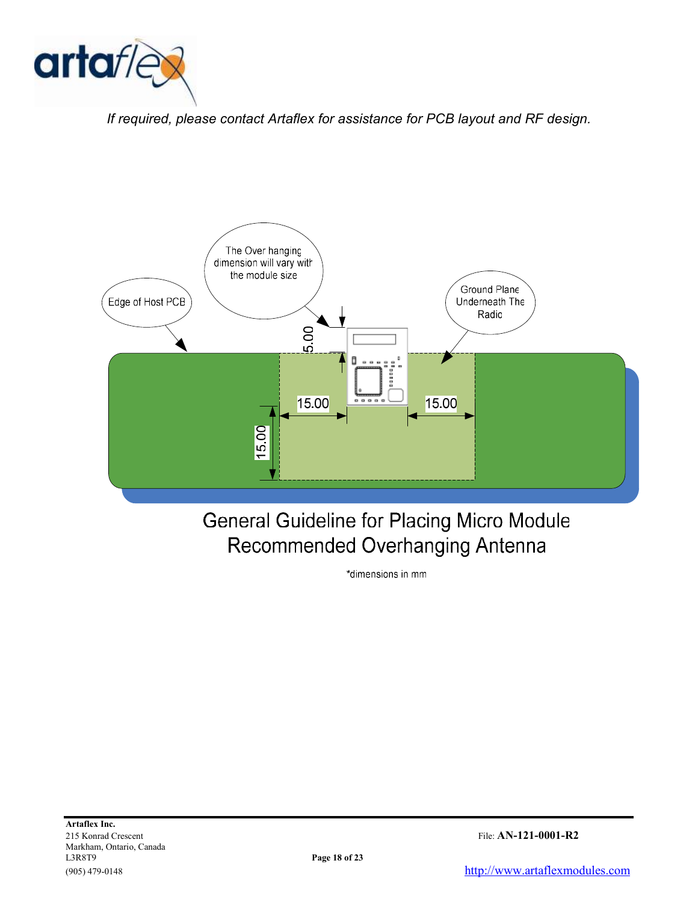*If required, please contact Artaflex for assistance for PCB layout and RF design.*

The Over hanging dimension will vary with the module size

Edge of Host PCB

Ground Plane Underneath The Radio

5.00

15.00

15.00

15.00

General Guideline for Placing Micro Module
Recommended Overhanging Antenna

*dimensions in mm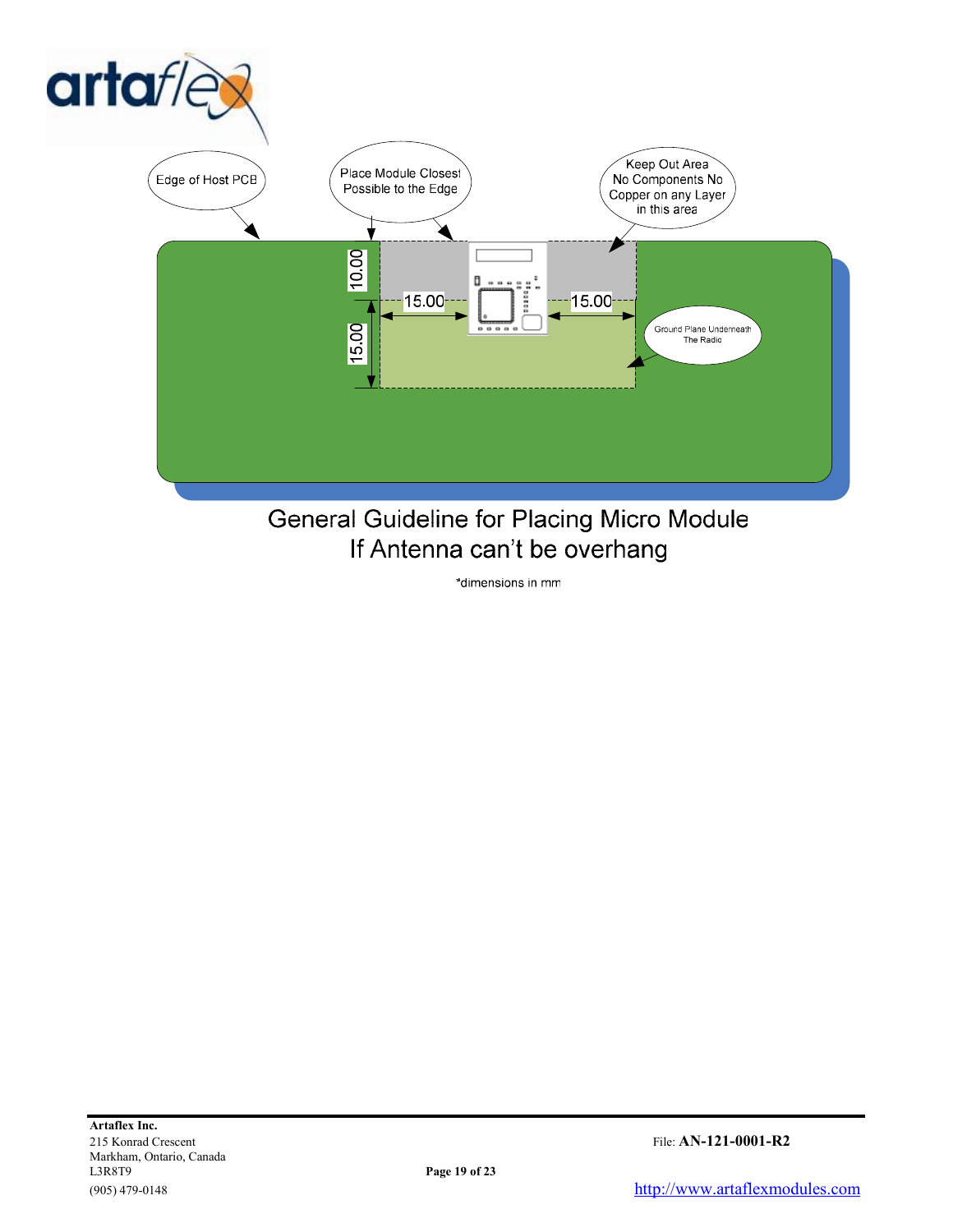Edge of Host PCB

Place Module Closest Possible to the Edge

Keep Out Area No Components No Copper on any Layer in this area

10.00

15.00

15.00

15.00

Ground Plane Underneath The Radio

General Guideline for Placing Micro Module
If Antenna can't be overhang

*dimensions in mm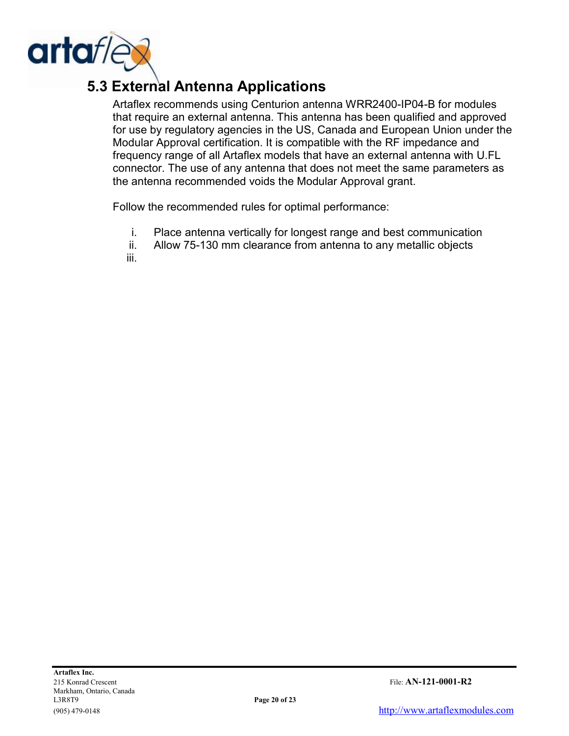## 5.3 External Antenna Applications

Artaflex recommends using Centurion antenna WRR2400-IP04-B for modules that require an external antenna. This antenna has been qualified and approved for use by regulatory agencies in the US, Canada and European Union under the Modular Approval certification. It is compatible with the RF impedance and frequency range of all Artaflex models that have an external antenna with U.FL connector. The use of any antenna that does not meet the same parameters as the antenna recommended voids the Modular Approval grant.

Follow the recommended rules for optimal performance:

i. Place antenna vertically for longest range and best communication
ii. Allow 75-130 mm clearance from antenna to any metallic objects
iii.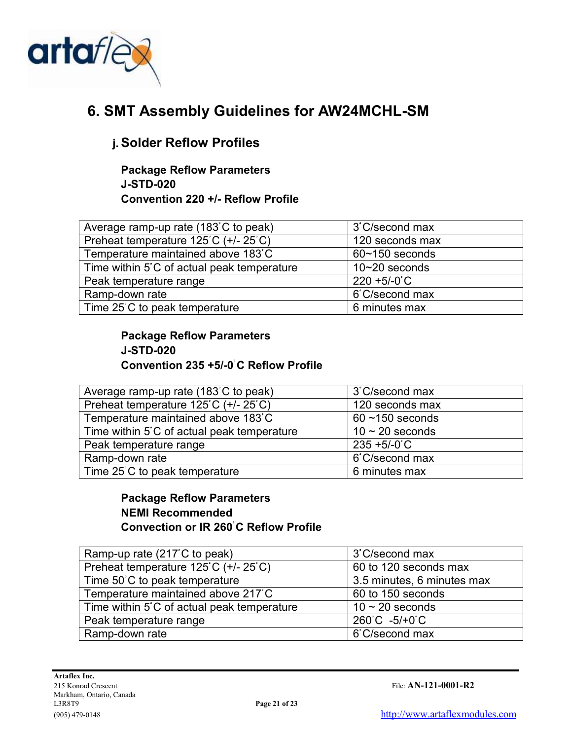# 6. SMT Assembly Guidelines for AW24MCHL-SM

## j. Solder Reflow Profiles

**Package Reflow Parameters**
**J-STD-020**
**Convention 220 +/- Reflow Profile**

| | |
|---|---|
| Average ramp-up rate (183˚C to peak) | 3˚C/second max |
| Preheat temperature 125˚C (+/- 25˚C) | 120 seconds max |
| Temperature maintained above 183˚C | 60~150 seconds |
| Time within 5˚C of actual peak temperature | 10~20 seconds |
| Peak temperature range | 220 +5/-0˚C |
| Ramp-down rate | 6˚C/second max |
| Time 25˚C to peak temperature | 6 minutes max |

**Package Reflow Parameters**
**J-STD-020**
**Convention 235 +5/-0˚C Reflow Profile**

| | |
|---|---|
| Average ramp-up rate (183˚C to peak) | 3˚C/second max |
| Preheat temperature 125˚C (+/- 25˚C) | 120 seconds max |
| Temperature maintained above 183˚C | 60 ~150 seconds |
| Time within 5˚C of actual peak temperature | 10 ~ 20 seconds |
| Peak temperature range | 235 +5/-0˚C |
| Ramp-down rate | 6˚C/second max |
| Time 25˚C to peak temperature | 6 minutes max |

**Package Reflow Parameters**
**NEMI Recommended**
**Convection or IR 260˚C Reflow Profile**

| | |
|---|---|
| Ramp-up rate (217˚C to peak) | 3˚C/second max |
| Preheat temperature 125˚C (+/- 25˚C) | 60 to 120 seconds max |
| Time 50˚C to peak temperature | 3.5 minutes, 6 minutes max |
| Temperature maintained above 217˚C | 60 to 150 seconds |
| Time within 5˚C of actual peak temperature | 10 ~ 20 seconds |
| Peak temperature range | 260˚C -5/+0˚C |
| Ramp-down rate | 6˚C/second max |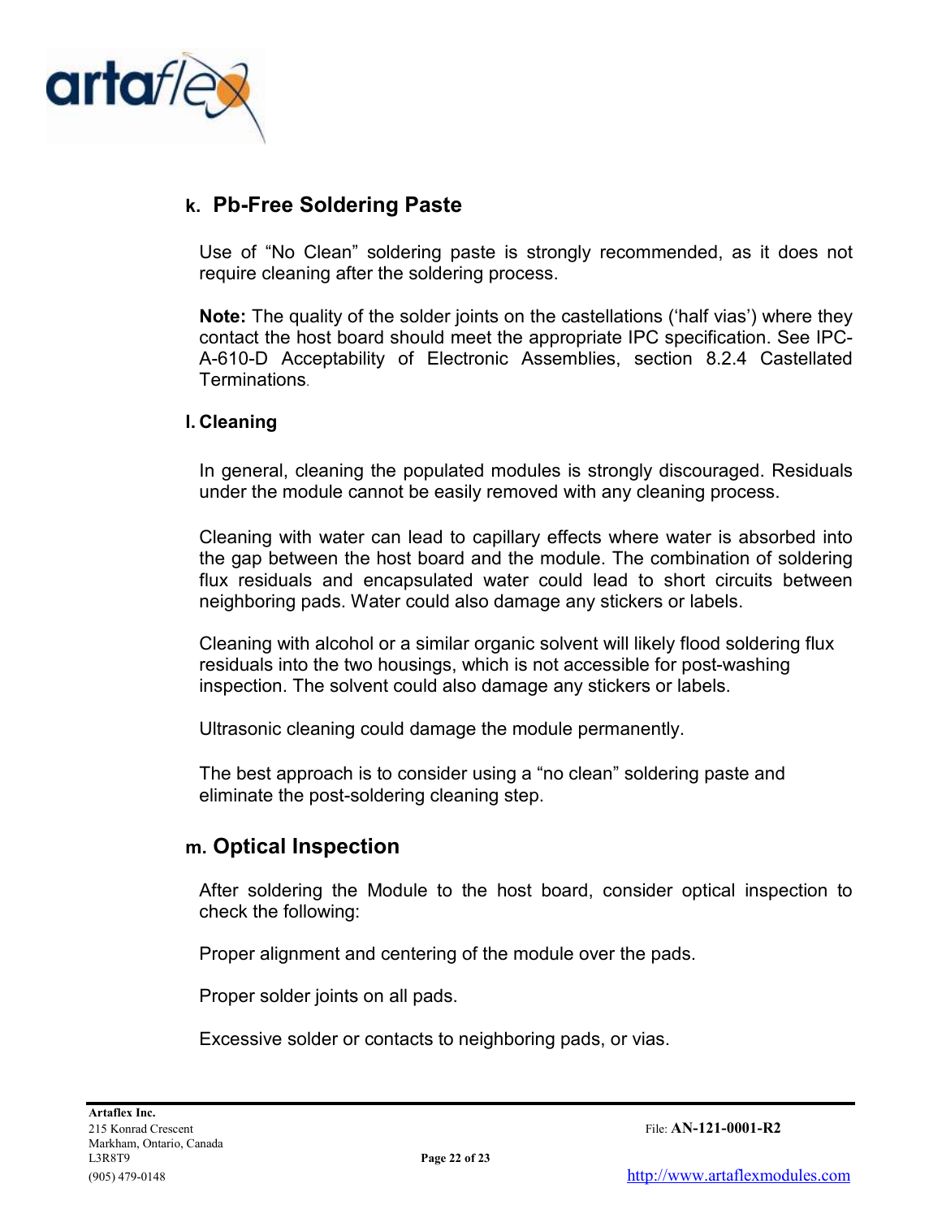## k. Pb-Free Soldering Paste

Use of “No Clean” soldering paste is strongly recommended, as it does not require cleaning after the soldering process.

**Note:** The quality of the solder joints on the castellations (‘half vias’) where they contact the host board should meet the appropriate IPC specification. See IPC-A-610-D Acceptability of Electronic Assemblies, section 8.2.4 Castellated Terminations.

### l. Cleaning

In general, cleaning the populated modules is strongly discouraged. Residuals under the module cannot be easily removed with any cleaning process.

Cleaning with water can lead to capillary effects where water is absorbed into the gap between the host board and the module. The combination of soldering flux residuals and encapsulated water could lead to short circuits between neighboring pads. Water could also damage any stickers or labels.

Cleaning with alcohol or a similar organic solvent will likely flood soldering flux residuals into the two housings, which is not accessible for post-washing inspection. The solvent could also damage any stickers or labels.

Ultrasonic cleaning could damage the module permanently.

The best approach is to consider using a “no clean” soldering paste and eliminate the post-soldering cleaning step.

## m. Optical Inspection

After soldering the Module to the host board, consider optical inspection to check the following:

Proper alignment and centering of the module over the pads.

Proper solder joints on all pads.

Excessive solder or contacts to neighboring pads, or vias.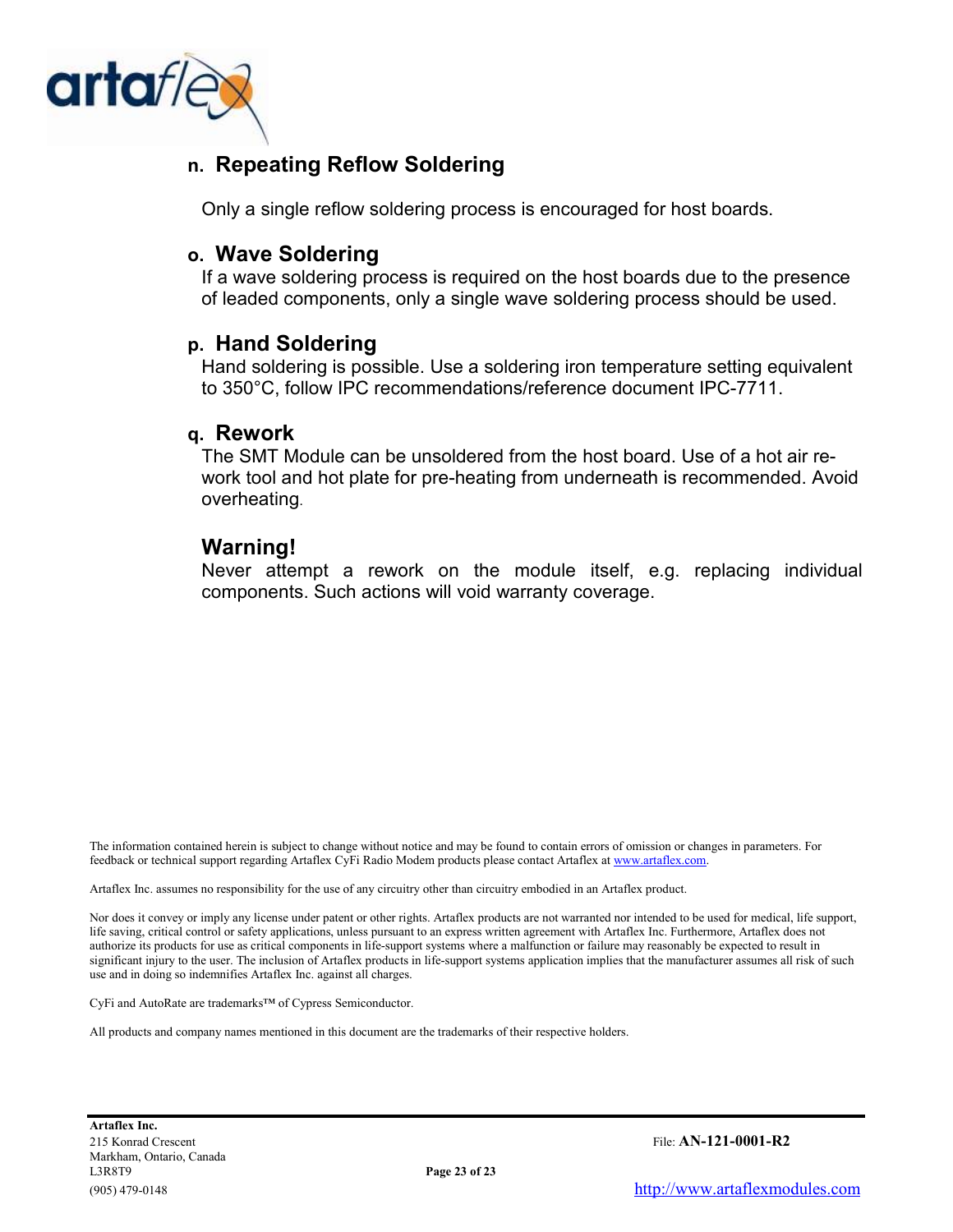## n. Repeating Reflow Soldering

Only a single reflow soldering process is encouraged for host boards.

## o. Wave Soldering

If a wave soldering process is required on the host boards due to the presence of leaded components, only a single wave soldering process should be used.

## p. Hand Soldering

Hand soldering is possible. Use a soldering iron temperature setting equivalent to 350°C, follow IPC recommendations/reference document IPC-7711.

## q. Rework

The SMT Module can be unsoldered from the host board. Use of a hot air re-work tool and hot plate for pre-heating from underneath is recommended. Avoid overheating.

### Warning!

Never attempt a rework on the module itself, e.g. replacing individual components. Such actions will void warranty coverage.

The information contained herein is subject to change without notice and may be found to contain errors of omission or changes in parameters. For feedback or technical support regarding Artaflex CyFi Radio Modem products please contact Artaflex at www.artaflex.com.

Artaflex Inc. assumes no responsibility for the use of any circuitry other than circuitry embodied in an Artaflex product.

Nor does it convey or imply any license under patent or other rights. Artaflex products are not warranted nor intended to be used for medical, life support, life saving, critical control or safety applications, unless pursuant to an express written agreement with Artaflex Inc. Furthermore, Artaflex does not authorize its products for use as critical components in life-support systems where a malfunction or failure may reasonably be expected to result in significant injury to the user. The inclusion of Artaflex products in life-support systems application implies that the manufacturer assumes all risk of such use and in doing so indemnifies Artaflex Inc. against all charges.

CyFi and AutoRate are trademarks™ of Cypress Semiconductor.

All products and company names mentioned in this document are the trademarks of their respective holders.